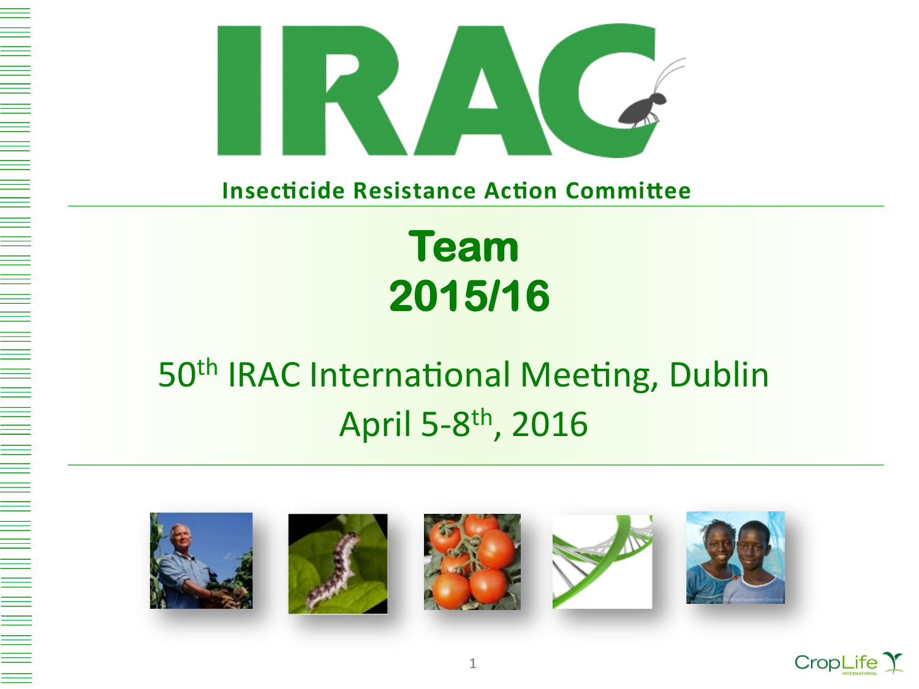# IRAC

**Insecticide Resistance Action Committee**

## Team 2015/16

50th IRAC International Meeting, Dublin

April 5-8th, 2016

CropLife INTERNATIONAL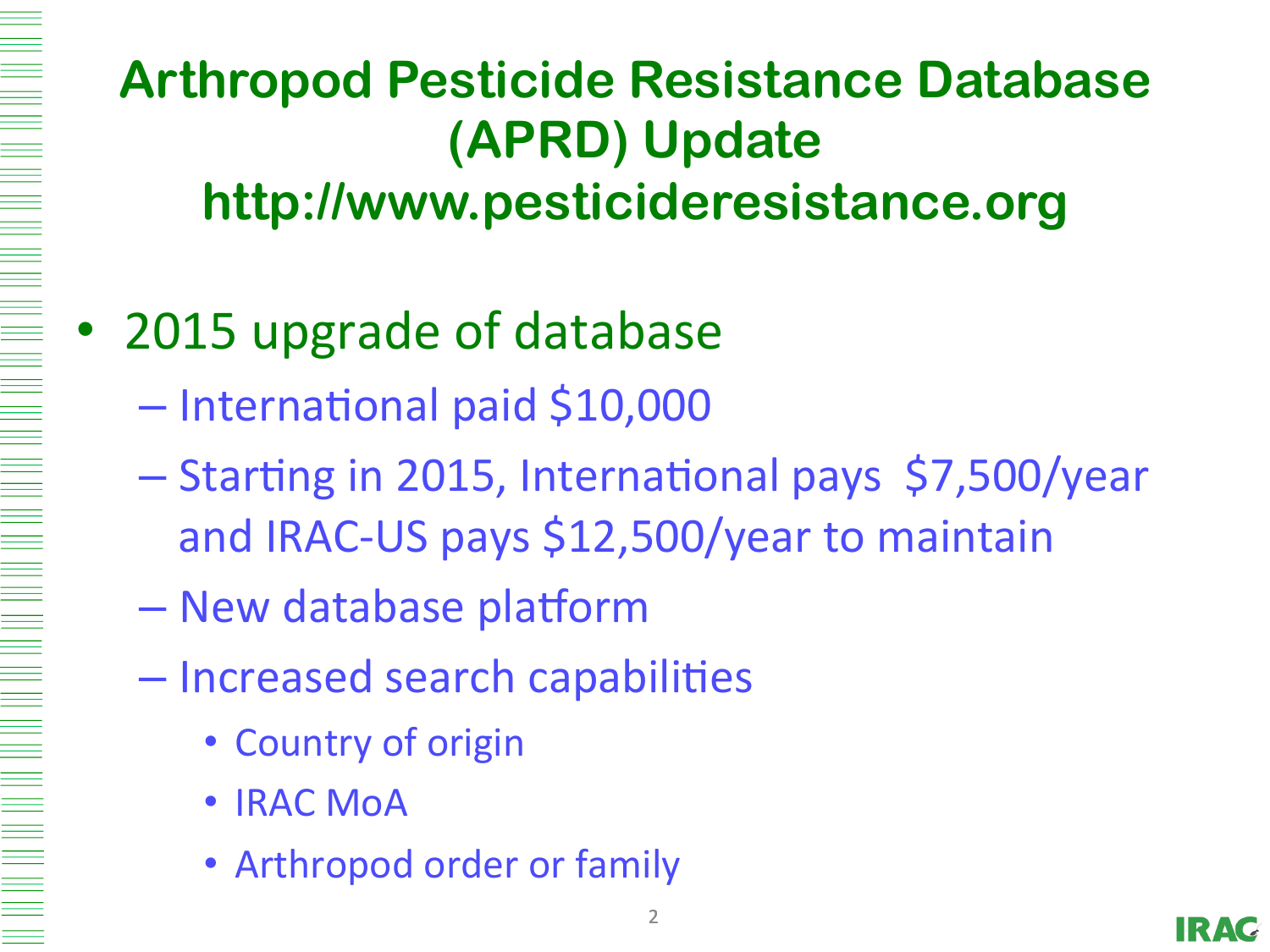# Arthropod Pesticide Resistance Database (APRD) Update
## http://www.pesticideresistance.org

- 2015 upgrade of database
  - International paid $10,000
  - Starting in 2015, International pays $7,500/year and IRAC-US pays $12,500/year to maintain
  - New database platform
  - Increased search capabilities
    - Country of origin
    - IRAC MoA
    - Arthropod order or family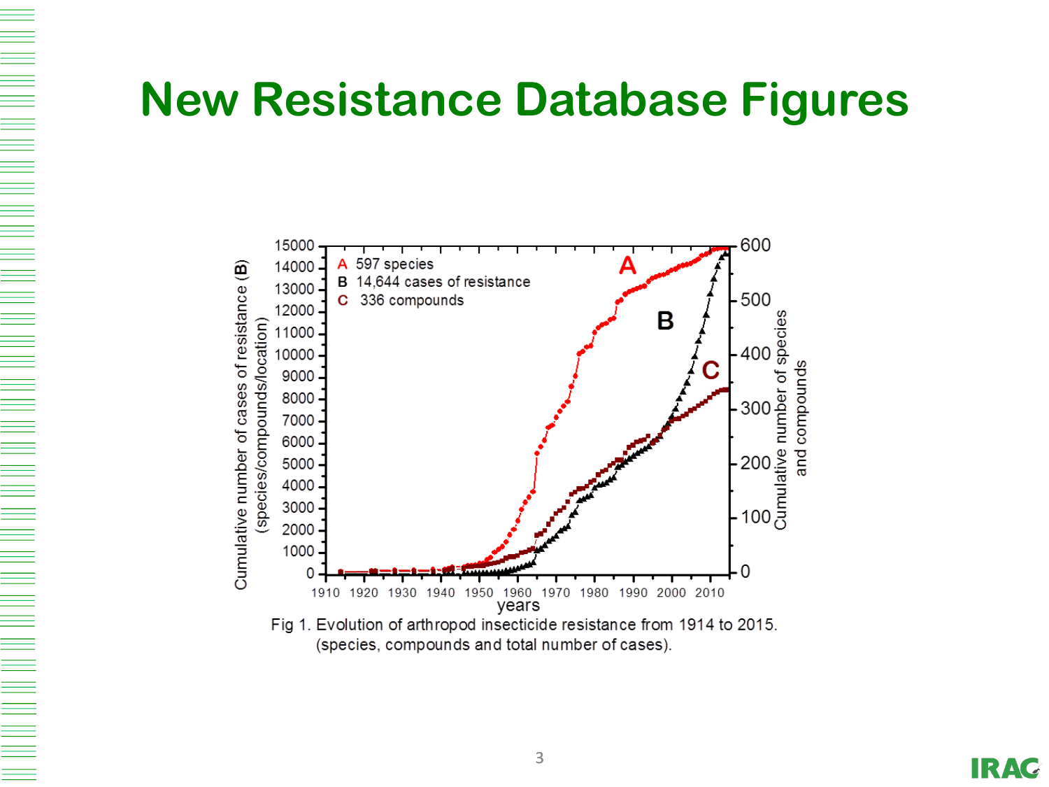# New Resistance Database Figures

Fig 1. Evolution of arthropod insecticide resistance from 1914 to 2015. (species, compounds and total number of cases).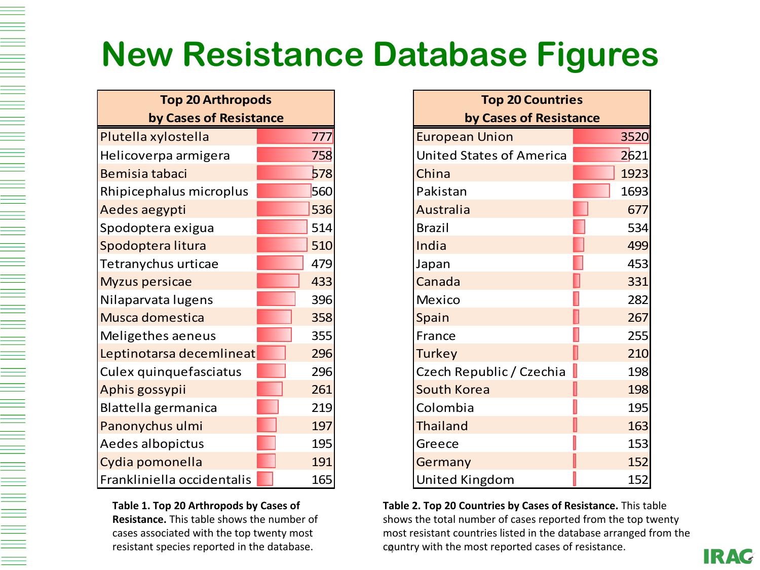# New Resistance Database Figures

| Top 20 Arthropods by Cases of Resistance | |
|---|---|
| Plutella xylostella | 777 |
| Helicoverpa armigera | 758 |
| Bemisia tabaci | 578 |
| Rhipicephalus microplus | 560 |
| Aedes aegypti | 536 |
| Spodoptera exigua | 514 |
| Spodoptera litura | 510 |
| Tetranychus urticae | 479 |
| Myzus persicae | 433 |
| Nilaparvata lugens | 396 |
| Musca domestica | 358 |
| Meligethes aeneus | 355 |
| Leptinotarsa decemlineat | 296 |
| Culex quinquefasciatus | 296 |
| Aphis gossypii | 261 |
| Blattella germanica | 219 |
| Panonychus ulmi | 197 |
| Aedes albopictus | 195 |
| Cydia pomonella | 191 |
| Frankliniella occidentalis | 165 |

**Table 1. Top 20 Arthropods by Cases of Resistance.** This table shows the number of cases associated with the top twenty most resistant species reported in the database.

| Top 20 Countries by Cases of Resistance | |
|---|---|
| European Union | 3520 |
| United States of America | 2621 |
| China | 1923 |
| Pakistan | 1693 |
| Australia | 677 |
| Brazil | 534 |
| India | 499 |
| Japan | 453 |
| Canada | 331 |
| Mexico | 282 |
| Spain | 267 |
| France | 255 |
| Turkey | 210 |
| Czech Republic / Czechia | 198 |
| South Korea | 198 |
| Colombia | 195 |
| Thailand | 163 |
| Greece | 153 |
| Germany | 152 |
| United Kingdom | 152 |

**Table 2. Top 20 Countries by Cases of Resistance.** This table shows the total number of cases reported from the top twenty most resistant countries listed in the database arranged from the country with the most reported cases of resistance.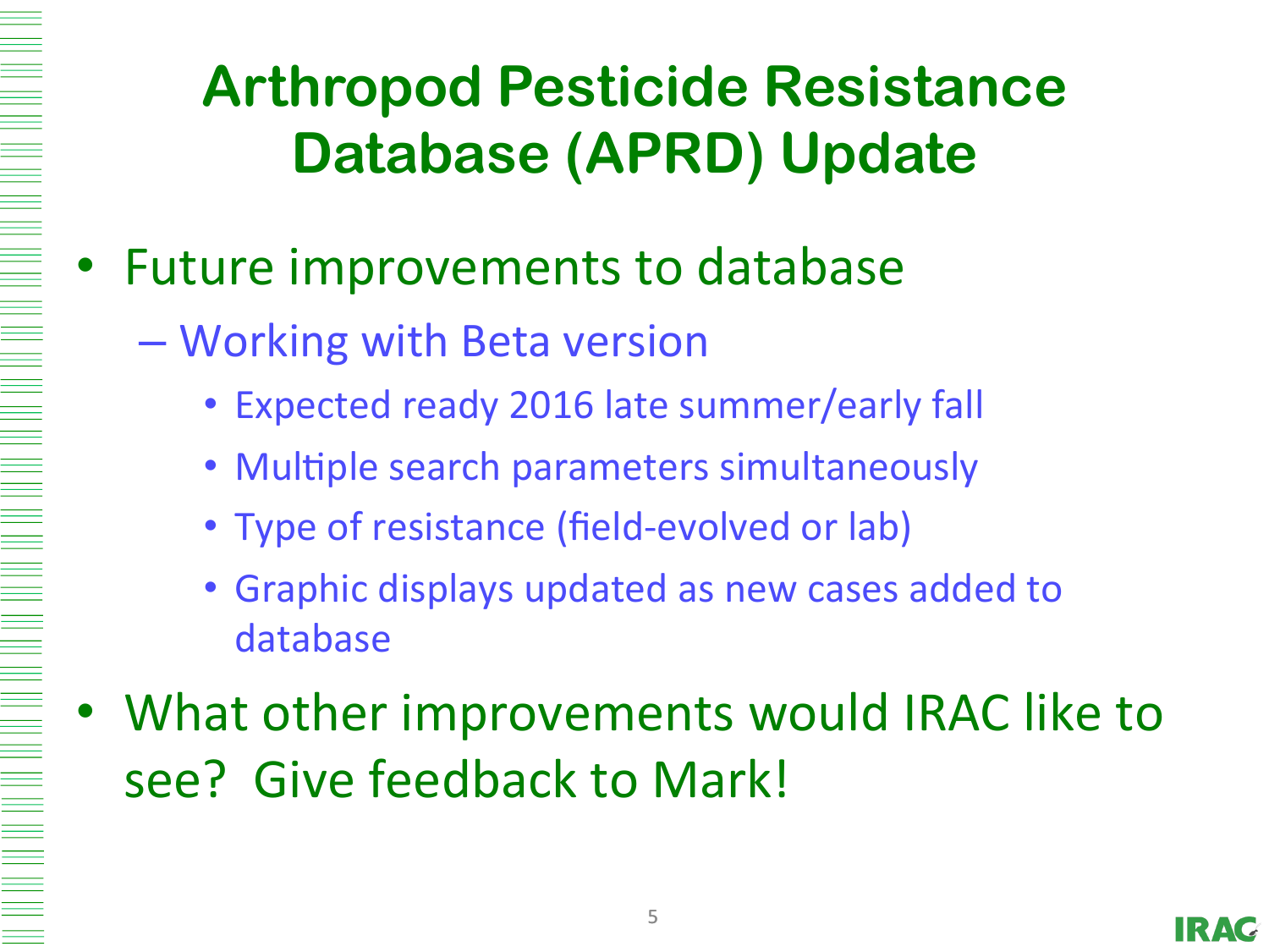# Arthropod Pesticide Resistance Database (APRD) Update

- Future improvements to database
  - Working with Beta version
    - Expected ready 2016 late summer/early fall
    - Multiple search parameters simultaneously
    - Type of resistance (field-evolved or lab)
    - Graphic displays updated as new cases added to database
- What other improvements would IRAC like to see? Give feedback to Mark!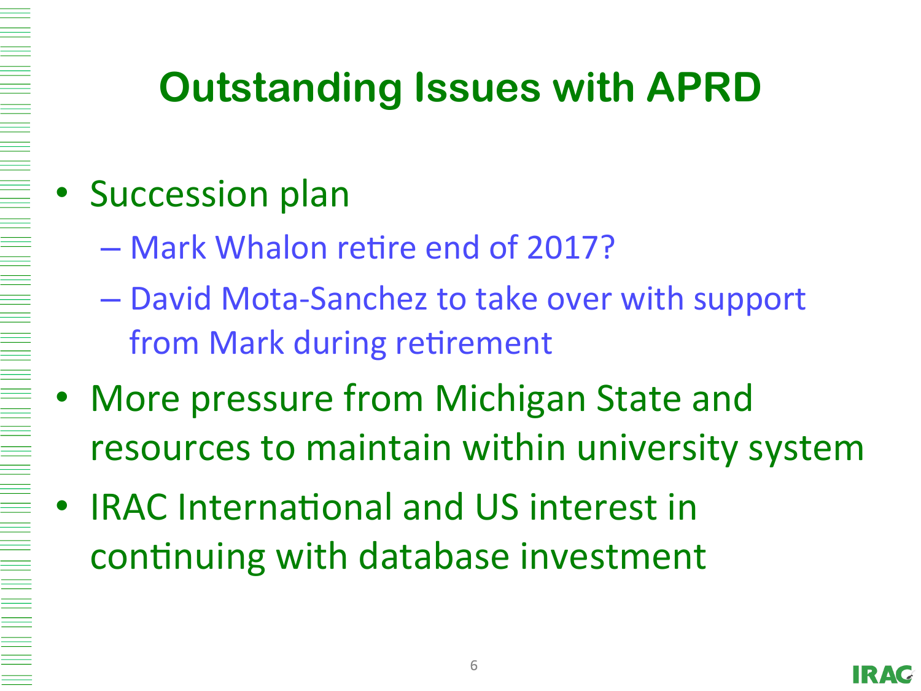# Outstanding Issues with APRD

- Succession plan
  - Mark Whalon retire end of 2017?
  - David Mota-Sanchez to take over with support from Mark during retirement
- More pressure from Michigan State and resources to maintain within university system
- IRAC International and US interest in continuing with database investment